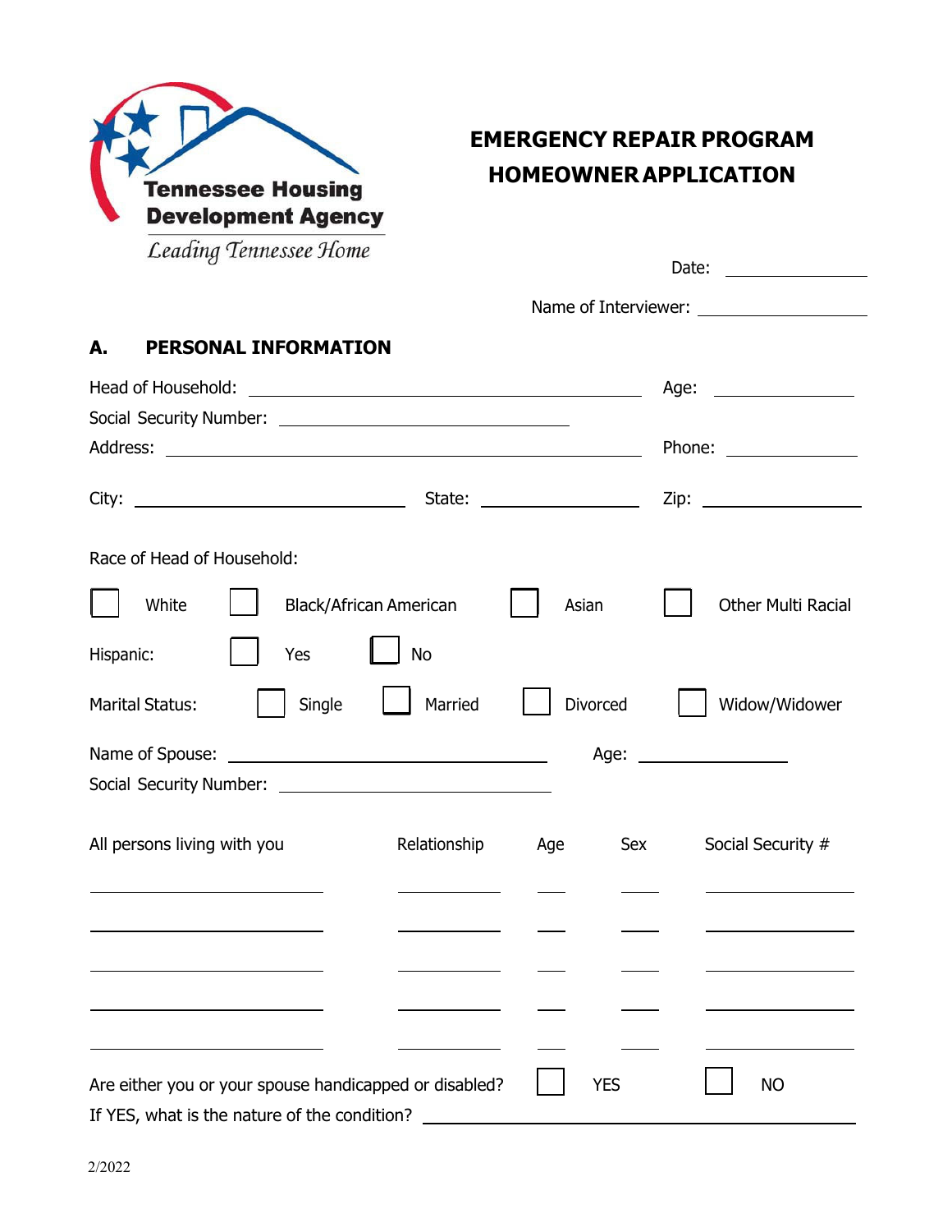Tennessee Housing Development Agency

*Leading Tennessee Home*

# EMERGENCY REPAIR PROGRAM
# HOMEOWNER APPLICATION

Date: ____________

Name of Interviewer: ____________

## A. PERSONAL INFORMATION

Head of Household: ______________________ Age: ________

Social Security Number: ______________________

Address: ______________________ Phone: ________

City: ____________ State: ____________ Zip: ____________

Race of Head of Household:

☐ White ☐ Black/African American ☐ Asian ☐ Other Multi Racial

Hispanic: ☐ Yes ☐ No

Marital Status: ☐ Single ☐ Married ☐ Divorced ☐ Widow/Widower

Name of Spouse: ______________________ Age: ________

Social Security Number: ______________________

| All persons living with you | Relationship | Age | Sex | Social Security # |
|---|---|---|---|---|
| | | | | |
| | | | | |
| | | | | |
| | | | | |
| | | | | |

Are either you or your spouse handicapped or disabled? ☐ YES ☐ NO

If YES, what is the nature of the condition? ______________________

2/2022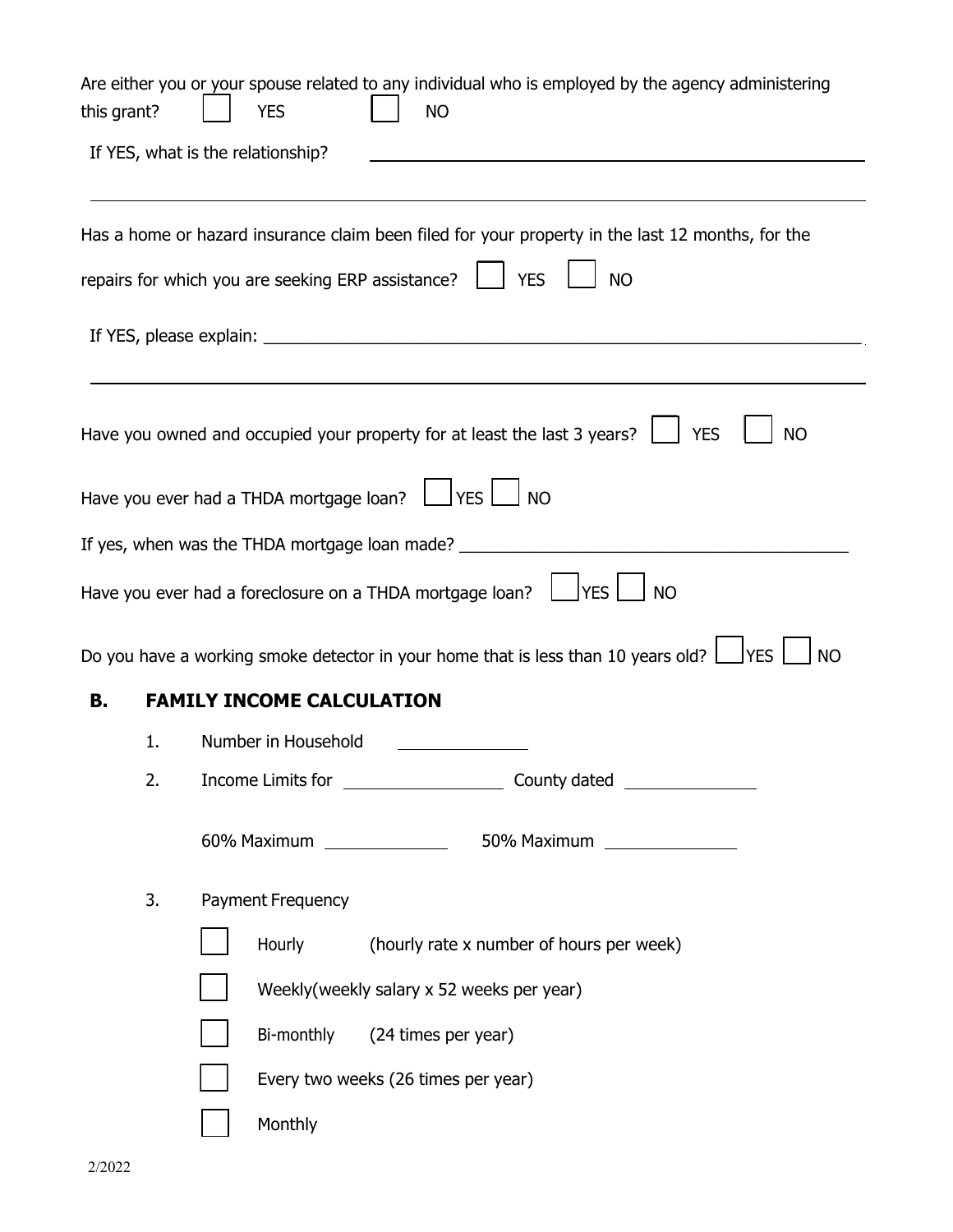Are either you or your spouse related to any individual who is employed by the agency administering this grant? ☐ YES ☐ NO

If YES, what is the relationship? ______________________________

______________________________

Has a home or hazard insurance claim been filed for your property in the last 12 months, for the repairs for which you are seeking ERP assistance? ☐ YES ☐ NO

If YES, please explain: ______________________________

______________________________

Have you owned and occupied your property for at least the last 3 years? ☐ YES ☐ NO

Have you ever had a THDA mortgage loan? ☐ YES ☐ NO

If yes, when was the THDA mortgage loan made? ______________________________

Have you ever had a foreclosure on a THDA mortgage loan? ☐ YES ☐ NO

Do you have a working smoke detector in your home that is less than 10 years old? ☐ YES ☐ NO

## B. FAMILY INCOME CALCULATION

1. Number in Household ______________
2. Income Limits for ______________ County dated ______________

   60% Maximum ______________ 50% Maximum ______________

3. Payment Frequency

   ☐ Hourly (hourly rate x number of hours per week)

   ☐ Weekly(weekly salary x 52 weeks per year)

   ☐ Bi-monthly (24 times per year)

   ☐ Every two weeks (26 times per year)

   ☐ Monthly

2/2022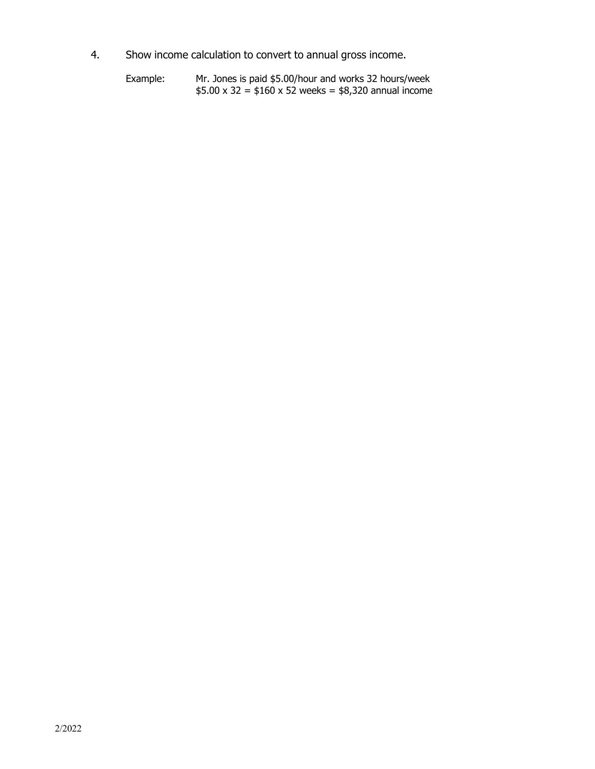4. Show income calculation to convert to annual gross income.

   Example: Mr. Jones is paid $5.00/hour and works 32 hours/week
   $5.00 x 32 = $160 x 52 weeks = $8,320 annual income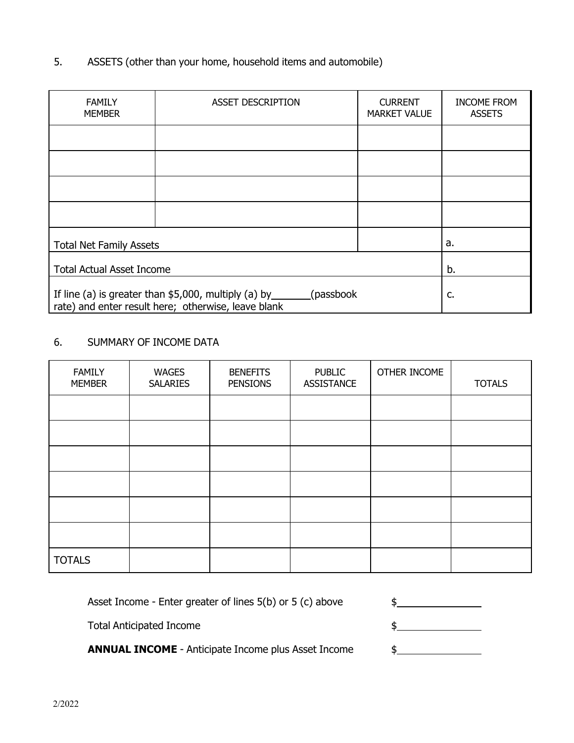5. ASSETS (other than your home, household items and automobile)

| FAMILY MEMBER | ASSET DESCRIPTION | CURRENT MARKET VALUE | INCOME FROM ASSETS |
|---|---|---|---|
| | | | |
| | | | |
| | | | |
| | | | |
| Total Net Family Assets | | | a. |
| Total Actual Asset Income | | | b. |
| If line (a) is greater than $5,000, multiply (a) by_______(passbook rate) and enter result here; otherwise, leave blank | | | c. |

6. SUMMARY OF INCOME DATA

| FAMILY MEMBER | WAGES SALARIES | BENEFITS PENSIONS | PUBLIC ASSISTANCE | OTHER INCOME | TOTALS |
|---|---|---|---|---|---|
| | | | | | |
| | | | | | |
| | | | | | |
| | | | | | |
| | | | | | |
| | | | | | |
| TOTALS | | | | | |

Asset Income - Enter greater of lines 5(b) or 5 (c) above $_______________

Total Anticipated Income $_______________

**ANNUAL INCOME** - Anticipate Income plus Asset Income $_______________

2/2022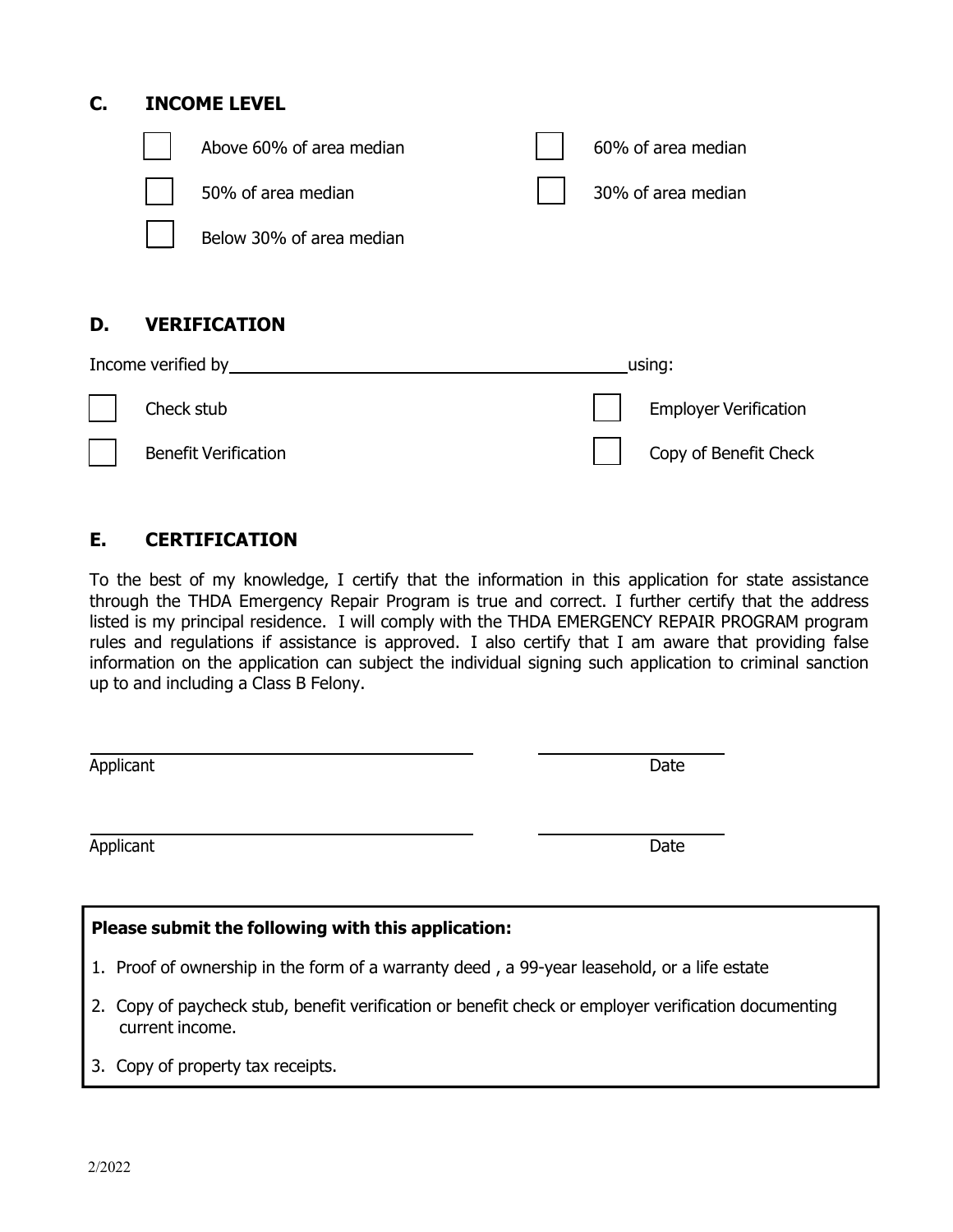## C. INCOME LEVEL

- ☐ Above 60% of area median
- ☐ 60% of area median
- ☐ 50% of area median
- ☐ 30% of area median
- ☐ Below 30% of area median

## D. VERIFICATION

Income verified by \_\_\_\_\_\_\_\_\_\_\_\_\_\_\_\_\_\_\_\_\_\_\_\_\_\_\_\_\_\_\_\_\_\_\_\_ using:

- ☐ Check stub
- ☐ Employer Verification
- ☐ Benefit Verification
- ☐ Copy of Benefit Check

## E. CERTIFICATION

To the best of my knowledge, I certify that the information in this application for state assistance through the THDA Emergency Repair Program is true and correct. I further certify that the address listed is my principal residence. I will comply with the THDA EMERGENCY REPAIR PROGRAM program rules and regulations if assistance is approved. I also certify that I am aware that providing false information on the application can subject the individual signing such application to criminal sanction up to and including a Class B Felony.

\_\_\_\_\_\_\_\_\_\_\_\_\_\_\_\_\_\_\_\_\_\_\_\_\_\_\_\_\_\_\_\_ \_\_\_\_\_\_\_\_\_\_\_\_\_\_\_\_

Applicant Date

\_\_\_\_\_\_\_\_\_\_\_\_\_\_\_\_\_\_\_\_\_\_\_\_\_\_\_\_\_\_\_\_ \_\_\_\_\_\_\_\_\_\_\_\_\_\_\_\_

Applicant Date

**Please submit the following with this application:**

1. Proof of ownership in the form of a warranty deed , a 99-year leasehold, or a life estate
2. Copy of paycheck stub, benefit verification or benefit check or employer verification documenting current income.
3. Copy of property tax receipts.

2/2022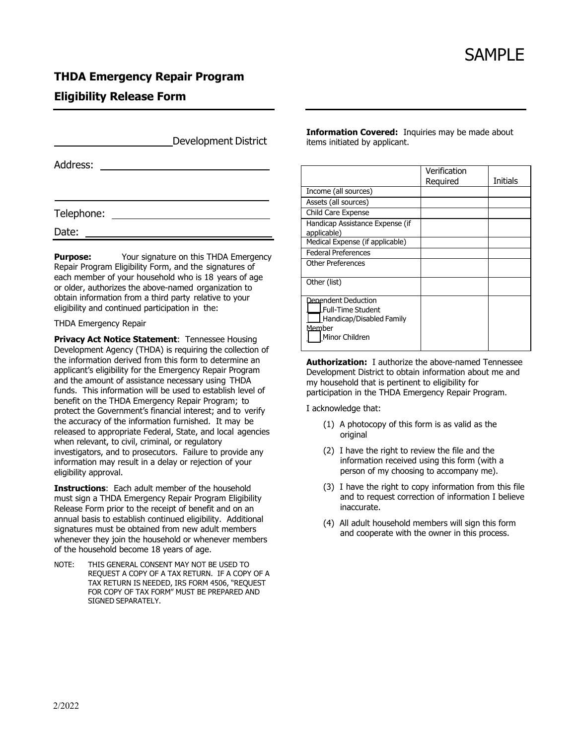SAMPLE

# THDA Emergency Repair Program

# Eligibility Release Form

\_\_\_\_\_\_\_\_\_\_\_\_\_\_\_\_\_\_\_\_ Development District

Address: \_\_\_\_\_\_\_\_\_\_\_\_\_\_\_\_\_\_\_\_\_\_\_\_\_\_\_\_\_\_

\_\_\_\_\_\_\_\_\_\_\_\_\_\_\_\_\_\_\_\_\_\_\_\_\_\_\_\_\_\_\_\_\_\_\_\_\_\_\_

Telephone: \_\_\_\_\_\_\_\_\_\_\_\_\_\_\_\_\_\_\_\_\_\_\_\_\_\_\_

Date: \_\_\_\_\_\_\_\_\_\_\_\_\_\_\_\_\_\_\_\_\_\_\_\_\_\_\_\_\_\_\_\_\_\_

**Purpose:** Your signature on this THDA Emergency Repair Program Eligibility Form, and the signatures of each member of your household who is 18 years of age or older, authorizes the above-named organization to obtain information from a third party relative to your eligibility and continued participation in the:

THDA Emergency Repair

**Privacy Act Notice Statement**: Tennessee Housing Development Agency (THDA) is requiring the collection of the information derived from this form to determine an applicant's eligibility for the Emergency Repair Program and the amount of assistance necessary using THDA funds. This information will be used to establish level of benefit on the THDA Emergency Repair Program; to protect the Government's financial interest; and to verify the accuracy of the information furnished. It may be released to appropriate Federal, State, and local agencies when relevant, to civil, criminal, or regulatory investigators, and to prosecutors. Failure to provide any information may result in a delay or rejection of your eligibility approval.

**Instructions**: Each adult member of the household must sign a THDA Emergency Repair Program Eligibility Release Form prior to the receipt of benefit and on an annual basis to establish continued eligibility. Additional signatures must be obtained from new adult members whenever they join the household or whenever members of the household become 18 years of age.

NOTE: THIS GENERAL CONSENT MAY NOT BE USED TO REQUEST A COPY OF A TAX RETURN. IF A COPY OF A TAX RETURN IS NEEDED, IRS FORM 4506, "REQUEST FOR COPY OF TAX FORM" MUST BE PREPARED AND SIGNED SEPARATELY.

**Information Covered:** Inquiries may be made about items initiated by applicant.

| | Verification Required | Initials |
|---|---|---|
| Income (all sources) | | |
| Assets (all sources) | | |
| Child Care Expense | | |
| Handicap Assistance Expense (if applicable) | | |
| Medical Expense (if applicable) | | |
| Federal Preferences | | |
| Other Preferences | | |
| Other (list) | | |
| Dependent Deduction<br>☐ Full-Time Student<br>☐ Handicap/Disabled Family Member<br>☐ Minor Children | | |

**Authorization:** I authorize the above-named Tennessee Development District to obtain information about me and my household that is pertinent to eligibility for participation in the THDA Emergency Repair Program.

I acknowledge that:

(1) A photocopy of this form is as valid as the original

(2) I have the right to review the file and the information received using this form (with a person of my choosing to accompany me).

(3) I have the right to copy information from this file and to request correction of information I believe inaccurate.

(4) All adult household members will sign this form and cooperate with the owner in this process.

2/2022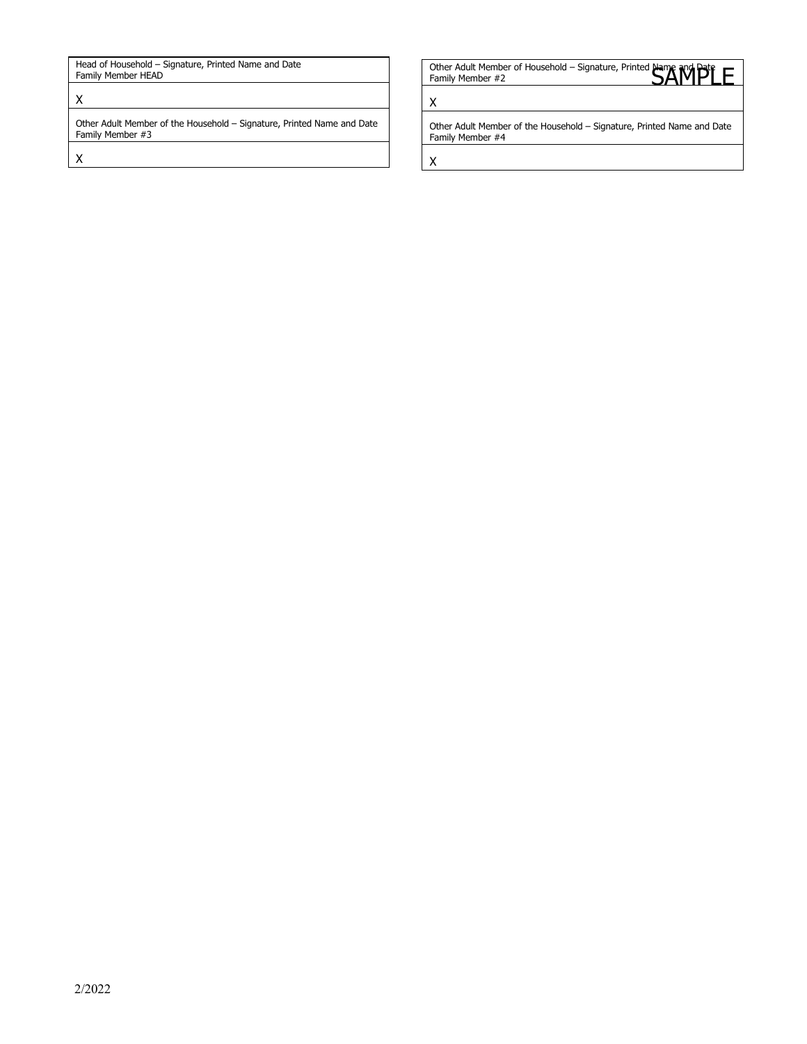| Head of Household – Signature, Printed Name and Date<br>Family Member HEAD |
| --- |
| X |
| Other Adult Member of the Household – Signature, Printed Name and Date<br>Family Member #3 |
| X |

| Other Adult Member of Household – Signature, Printed Name and Date<br>Family Member #2 |
| --- |
| X |
| Other Adult Member of the Household – Signature, Printed Name and Date<br>Family Member #4 |
| X |

SAMPLE

2/2022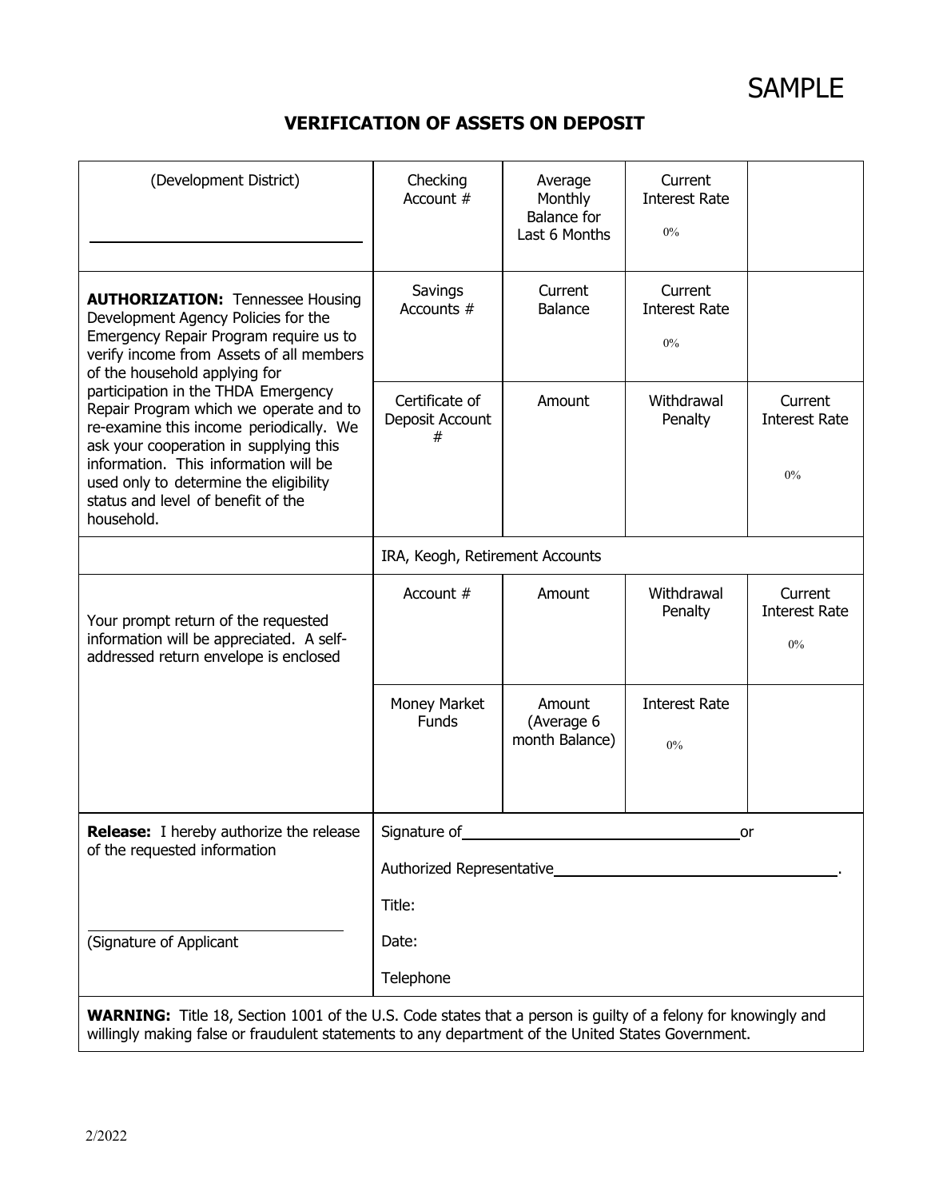SAMPLE

# VERIFICATION OF ASSETS ON DEPOSIT

| (Development District) | Checking Account # | Average Monthly Balance for Last 6 Months | Current Interest Rate 0% | |
|---|---|---|---|---|
| **AUTHORIZATION:** Tennessee Housing Development Agency Policies for the Emergency Repair Program require us to verify income from Assets of all members of the household applying for participation in the THDA Emergency Repair Program which we operate and to re-examine this income periodically. We ask your cooperation in supplying this information. This information will be used only to determine the eligibility status and level of benefit of the household. | Savings Accounts # | Current Balance | Current Interest Rate 0% | |
| | Certificate of Deposit Account # | Amount | Withdrawal Penalty | Current Interest Rate 0% |
| | IRA, Keogh, Retirement Accounts | | | |
| Your prompt return of the requested information will be appreciated. A self-addressed return envelope is enclosed | Account # | Amount | Withdrawal Penalty | Current Interest Rate 0% |
| | Money Market Funds | Amount (Average 6 month Balance) | Interest Rate 0% | |
| **Release:** I hereby authorize the release of the requested information<br><br>(Signature of Applicant | Signature of ____________ or<br>Authorized Representative ____________.<br>Title:<br>Date:<br>Telephone | | | |

**WARNING:** Title 18, Section 1001 of the U.S. Code states that a person is guilty of a felony for knowingly and willingly making false or fraudulent statements to any department of the United States Government.

2/2022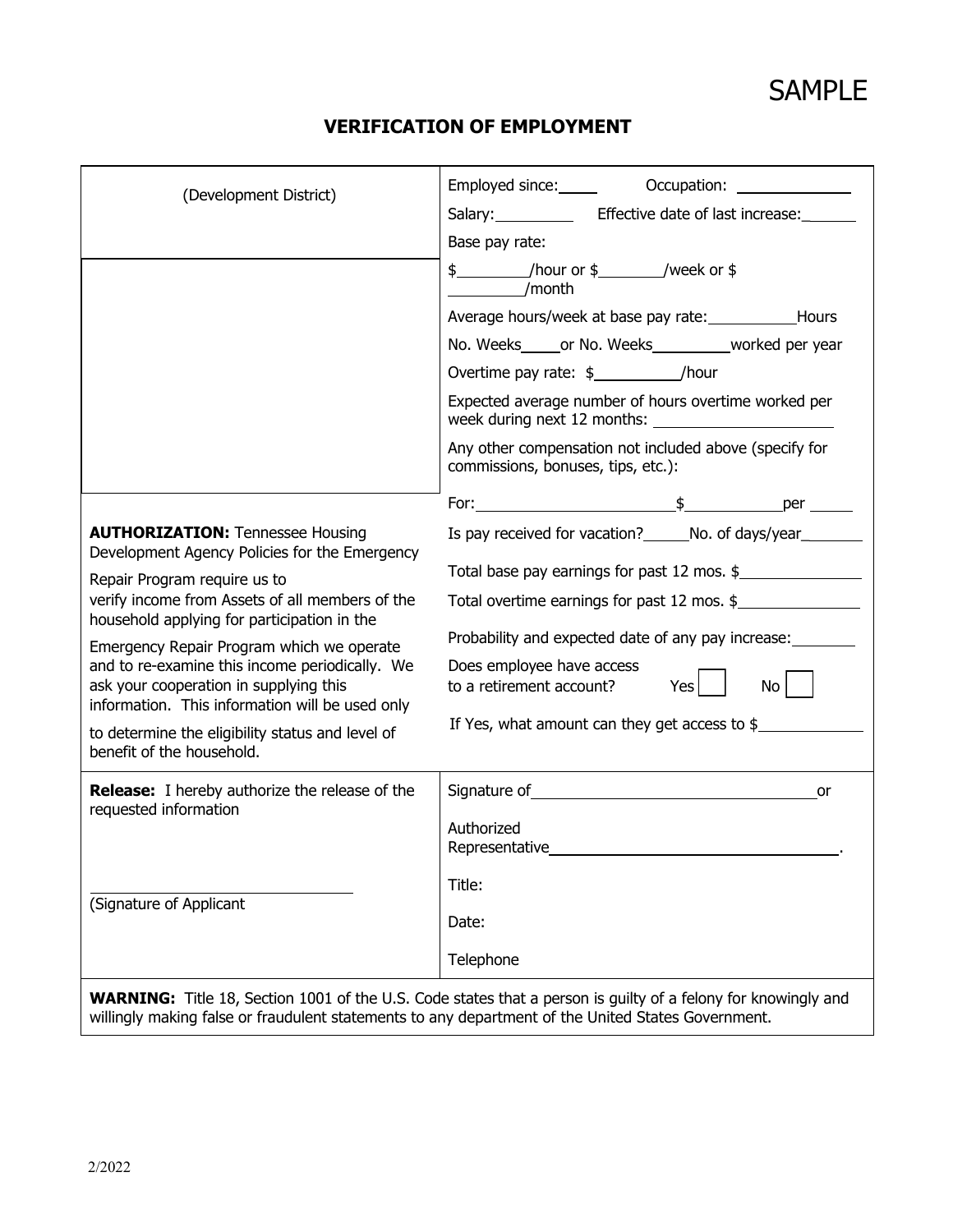SAMPLE

# VERIFICATION OF EMPLOYMENT

| (Development District) | Employed since:\_\_\_\_\_ Occupation: \_\_\_\_\_\_\_\_\_\_\_\_\_\_ |
|---|---|
| | Salary:\_\_\_\_\_\_\_\_\_\_ Effective date of last increase:\_\_\_\_\_\_\_ |
| | Base pay rate: |
| | $\_\_\_\_\_\_\_\_\_/hour or $\_\_\_\_\_\_\_\_/week or $ \_\_\_\_\_\_\_\_\_/month |
| | Average hours/week at base pay rate:\_\_\_\_\_\_\_\_\_\_\_Hours |
| | No. Weeks\_\_\_\_\_or No. Weeks\_\_\_\_\_\_\_\_\_\_worked per year |
| | Overtime pay rate: $\_\_\_\_\_\_\_\_\_\_\_/hour |
| | Expected average number of hours overtime worked per week during next 12 months: \_\_\_\_\_\_\_\_\_\_\_\_\_\_\_\_\_\_\_\_\_\_ |
| | Any other compensation not included above (specify for commissions, bonuses, tips, etc.): |
| | For:\_\_\_\_\_\_\_\_\_\_\_\_\_\_\_\_\_\_\_\_\_\_\_\_\_\_$\_\_\_\_\_\_\_\_\_\_\_\_per \_\_\_\_\_\_ |
| **AUTHORIZATION:** Tennessee Housing Development Agency Policies for the Emergency Repair Program require us to verify income from Assets of all members of the household applying for participation in the Emergency Repair Program which we operate and to re-examine this income periodically. We ask your cooperation in supplying this information. This information will be used only to determine the eligibility status and level of benefit of the household. | Is pay received for vacation?\_\_\_\_\_\_No. of days/year\_\_\_\_\_\_\_\_ |
| | Total base pay earnings for past 12 mos. $\_\_\_\_\_\_\_\_\_\_\_\_\_\_\_\_ |
| | Total overtime earnings for past 12 mos. $\_\_\_\_\_\_\_\_\_\_\_\_\_\_\_\_ |
| | Probability and expected date of any pay increase:\_\_\_\_\_\_\_\_ |
| | Does employee have access to a retirement account? Yes ☐ No ☐ |
| | If Yes, what amount can they get access to $\_\_\_\_\_\_\_\_\_\_\_\_\_ |
| **Release:** I hereby authorize the release of the requested information | Signature of\_\_\_\_\_\_\_\_\_\_\_\_\_\_\_\_\_\_\_\_\_\_\_\_\_\_\_\_\_\_\_\_\_\_\_\_or |
| | Authorized Representative\_\_\_\_\_\_\_\_\_\_\_\_\_\_\_\_\_\_\_\_\_\_\_\_\_\_\_\_\_\_\_\_\_\_\_\_\_. |
| \_\_\_\_\_\_\_\_\_\_\_\_\_\_\_\_\_\_\_\_\_\_\_\_\_\_\_\_\_\_\_\_ (Signature of Applicant | Title: |
| | Date: |
| | Telephone |

**WARNING:** Title 18, Section 1001 of the U.S. Code states that a person is guilty of a felony for knowingly and willingly making false or fraudulent statements to any department of the United States Government.

2/2022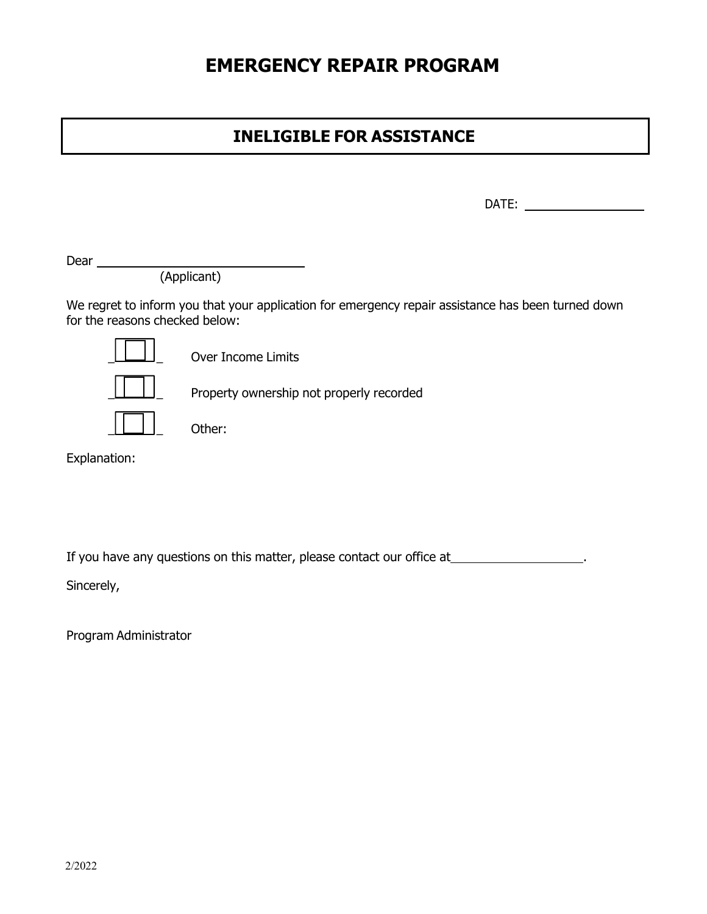# EMERGENCY REPAIR PROGRAM

## INELIGIBLE FOR ASSISTANCE

DATE: ____________________

Dear ________________________________
(Applicant)

We regret to inform you that your application for emergency repair assistance has been turned down for the reasons checked below:

- ☐ Over Income Limits
- ☐ Property ownership not properly recorded
- ☐ Other:

Explanation:

If you have any questions on this matter, please contact our office at____________________.

Sincerely,

Program Administrator

2/2022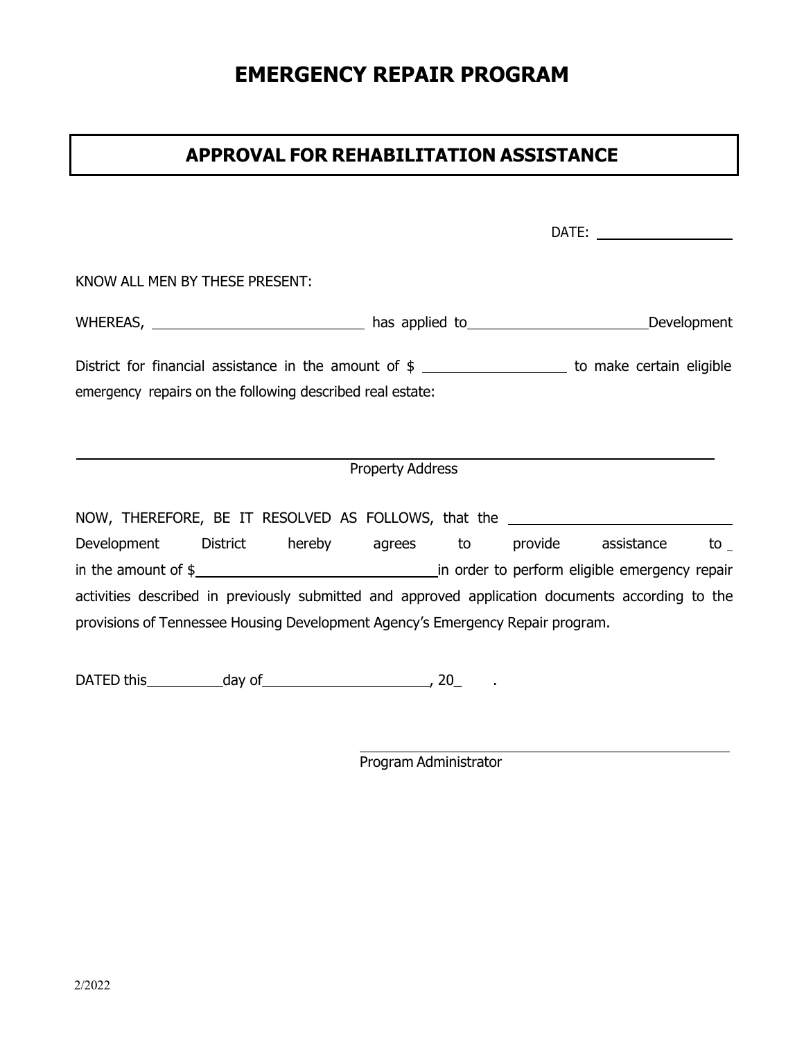# EMERGENCY REPAIR PROGRAM

## APPROVAL FOR REHABILITATION ASSISTANCE

DATE: ________________

KNOW ALL MEN BY THESE PRESENT:

WHEREAS, ____________________________ has applied to ______________________ Development District for financial assistance in the amount of $ __________________ to make certain eligible emergency repairs on the following described real estate:

_______________________________________________________________

Property Address

NOW, THEREFORE, BE IT RESOLVED AS FOLLOWS, that the ____________________________ Development District hereby agrees to provide assistance to _ in the amount of $______________________________ in order to perform eligible emergency repair activities described in previously submitted and approved application documents according to the provisions of Tennessee Housing Development Agency's Emergency Repair program.

DATED this __________ day of ______________________, 20_ .

_______________________________________

Program Administrator

2/2022